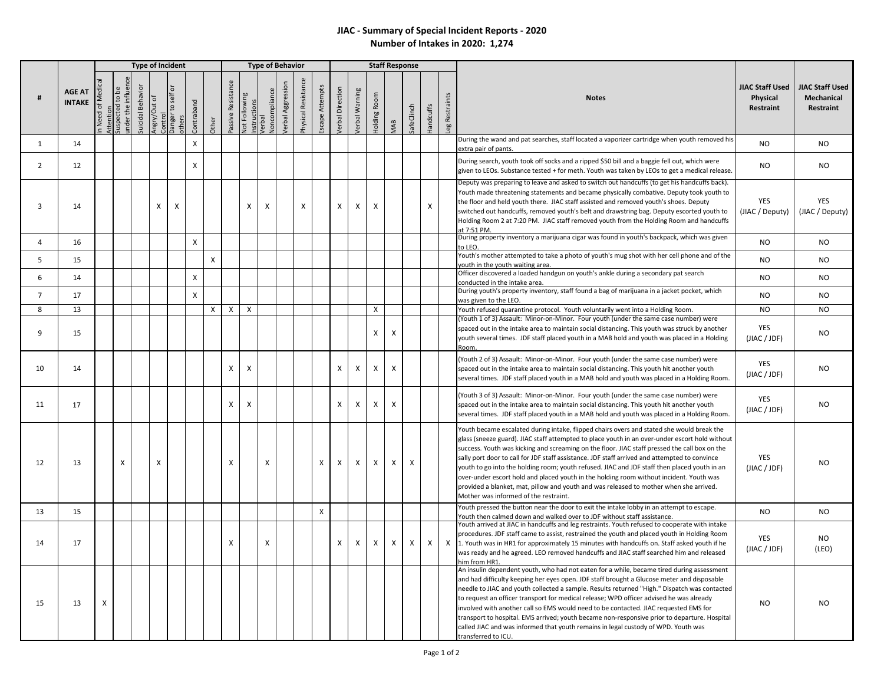# JIAC - Summary of Special Incident Reports - 2020

## Number of Intakes in 2020: 1,274

| # | AGE AT INTAKE | Type of Incident | | | | | | | Type of Behavior | | | | | | Staff Response | | | | | | | Notes | JIAC Staff Used Physical Restraint | JIAC Staff Used Mechanical Restraint |
|---|---|---|---|---|---|---|---|---|---|---|---|---|---|---|---|---|---|---|---|---|---|---|---|---|
| | | In Need of Medical Attention | Suspected to be under the influence | Suicidal Behavior | Angry/Out of Control | Danger to self or others | Contraband | Other | Passive Resistance | Not Following Instructions | Verbal Noncompliance | Verbal Aggression | Physical Resistance | Escape Attempts | Verbal Direction | Verbal Warning | Holding Room | MAB | SafeClinch | Handcuffs | Leg Restraints | | | |
| 1 | 14 | | | | | | X | | | | | | | | | | | | | | | During the wand and pat searches, staff located a vaporizer cartridge when youth removed his extra pair of pants. | NO | NO |
| 2 | 12 | | | | | | X | | | | | | | | | | | | | | | During search, youth took off socks and a ripped $50 bill and a baggie fell out, which were given to LEOs. Substance tested + for meth. Youth was taken by LEOs to get a medical release. | NO | NO |
| 3 | 14 | | | | X | X | | | | X | X | | X | | X | X | X | | | X | | Deputy was preparing to leave and asked to switch out handcuffs (to get his handcuffs back). Youth made threatening statements and became physically combative. Deputy took youth to the floor and held youth there. JIAC staff assisted and removed youth's shoes. Deputy switched out handcuffs, removed youth's belt and drawstring bag. Deputy escorted youth to Holding Room 2 at 7:20 PM. JIAC staff removed youth from the Holding Room and handcuffs at 7:51 PM. | YES (JIAC / Deputy) | YES (JIAC / Deputy) |
| 4 | 16 | | | | | | X | | | | | | | | | | | | | | | During property inventory a marijuana cigar was found in youth's backpack, which was given to LEO. | NO | NO |
| 5 | 15 | | | | | | | X | | | | | | | | | | | | | | Youth's mother attempted to take a photo of youth's mug shot with her cell phone and of the youth in the youth waiting area. | NO | NO |
| 6 | 14 | | | | | | X | | | | | | | | | | | | | | | Officer discovered a loaded handgun on youth's ankle during a secondary pat search conducted in the intake area. | NO | NO |
| 7 | 17 | | | | | | X | | | | | | | | | | | | | | | During youth's property inventory, staff found a bag of marijuana in a jacket pocket, which was given to the LEO. | NO | NO |
| 8 | 13 | | | | | | | X | X | X | | | | | | | X | | | | | Youth refused quarantine protocol. Youth voluntarily went into a Holding Room. | NO | NO |
| 9 | 15 | | | | | | | | | | | | | | | | X | X | | | | (Youth 1 of 3) Assault: Minor-on-Minor. Four youth (under the same case number) were spaced out in the intake area to maintain social distancing. This youth was struck by another youth several times. JDF staff placed youth in a MAB hold and youth was placed in a Holding Room. | YES (JIAC / JDF) | NO |
| 10 | 14 | | | | | | | | X | X | | | | | X | X | X | X | | | | (Youth 2 of 3) Assault: Minor-on-Minor. Four youth (under the same case number) were spaced out in the intake area to maintain social distancing. This youth hit another youth several times. JDF staff placed youth in a MAB hold and youth was placed in a Holding Room. | YES (JIAC / JDF) | NO |
| 11 | 17 | | | | | | | | X | X | | | | | X | X | X | X | | | | (Youth 3 of 3) Assault: Minor-on-Minor. Four youth (under the same case number) were spaced out in the intake area to maintain social distancing. This youth hit another youth several times. JDF staff placed youth in a MAB hold and youth was placed in a Holding Room. | YES (JIAC / JDF) | NO |
| 12 | 13 | | X | | X | | | | X | | X | | | X | X | X | X | X | X | | | Youth became escalated during intake, flipped chairs overs and stated she would break the glass (sneeze guard). JIAC staff attempted to place youth in an over-under escort hold without success. Youth was kicking and screaming on the floor. JIAC staff pressed the call box on the sally port door to call for JDF staff assistance. JDF staff arrived and attempted to convince youth to go into the holding room; youth refused. JIAC and JDF staff then placed youth in an over-under escort hold and placed youth in the holding room without incident. Youth was provided a blanket, mat, pillow and youth and was released to mother when she arrived. Mother was informed of the restraint. | YES (JIAC / JDF) | NO |
| 13 | 15 | | | | | | | | | | | | | X | | | | | | | | Youth pressed the button near the door to exit the intake lobby in an attempt to escape. Youth then calmed down and walked over to JDF without staff assistance. | NO | NO |
| 14 | 17 | | | | | | | | X | | X | | | | X | X | X | X | X | X | X | Youth arrived at JIAC in handcuffs and leg restraints. Youth refused to cooperate with intake procedures. JDF staff came to assist, restrained the youth and placed youth in Holding Room 1. Youth was in HR1 for approximately 15 minutes with handcuffs on. Staff asked youth if he was ready and he agreed. LEO removed handcuffs and JIAC staff searched him and released him from HR1. | YES (JIAC / JDF) | NO (LEO) |
| 15 | 13 | X | | | | | | | | | | | | | | | | | | | | An insulin dependent youth, who had not eaten for a while, became tired during assessment and had difficulty keeping her eyes open. JDF staff brought a Glucose meter and disposable needle to JIAC and youth collected a sample. Results returned "High." Dispatch was contacted to request an officer transport for medical release; WPD officer advised he was already involved with another call so EMS would need to be contacted. JIAC requested EMS for transport to hospital. EMS arrived; youth became non-responsive prior to departure. Hospital called JIAC and was informed that youth remains in legal custody of WPD. Youth was transferred to ICU. | NO | NO |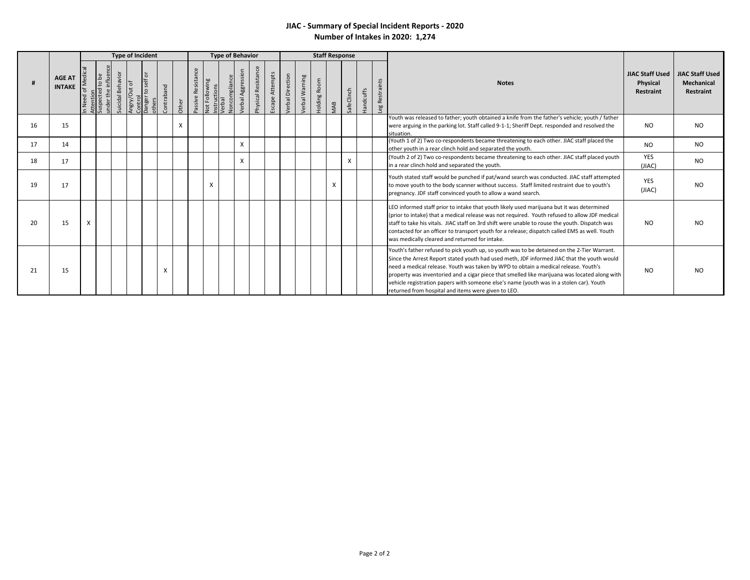# JIAC - Summary of Special Incident Reports - 2020

## Number of Intakes in 2020: 1,274

| | | Type of Incident | | | | | | | Type of Behavior | | | | | | Staff Response | | | | | | | | | |
|---|---|---|---|---|---|---|---|---|---|---|---|---|---|---|---|---|---|---|---|---|---|---|---|---|
| # | AGE AT INTAKE | In Need of Medical Attention | Suspected to be under the influence | Suicidal Behavior | Angry/Out of Control | Danger to self or others | Contraband | Other | Passive Resistance | Not Following Instructions | Verbal Noncompliance | Verbal Aggression | Physical Resistance | Escape Attempts | Verbal Direction | Verbal Warning | Holding Room | MAB | SafeClinch | Handcuffs | Leg Restraints | Notes | JIAC Staff Used Physical Restraint | JIAC Staff Used Mechanical Restraint |
| 16 | 15 | | | | | | | X | | | | | | | | | | | | | | Youth was released to father; youth obtained a knife from the father's vehicle; youth / father were arguing in the parking lot. Staff called 9-1-1; Sheriff Dept. responded and resolved the situation. | NO | NO |
| 17 | 14 | | | | | | | | | | | X | | | | | | | | | | (Youth 1 of 2) Two co-respondents became threatening to each other. JIAC staff placed the other youth in a rear clinch hold and separated the youth. | NO | NO |
| 18 | 17 | | | | | | | | | | | X | | | | | | | X | | | (Youth 2 of 2) Two co-respondents became threatening to each other. JIAC staff placed youth in a rear clinch hold and separated the youth. | YES (JIAC) | NO |
| 19 | 17 | | | | | | | | | X | | | | | | | | X | | | | Youth stated staff would be punched if pat/wand search was conducted. JIAC staff attempted to move youth to the body scanner without success. Staff limited restraint due to youth's pregnancy. JDF staff convinced youth to allow a wand search. | YES (JIAC) | NO |
| 20 | 15 | X | | | | | | | | | | | | | | | | | | | | LEO informed staff prior to intake that youth likely used marijuana but it was determined (prior to intake) that a medical release was not required. Youth refused to allow JDF medical staff to take his vitals. JIAC staff on 3rd shift were unable to rouse the youth. Dispatch was contacted for an officer to transport youth for a release; dispatch called EMS as well. Youth was medically cleared and returned for intake. | NO | NO |
| 21 | 15 | | | | | | X | | | | | | | | | | | | | | | Youth's father refused to pick youth up, so youth was to be detained on the 2-Tier Warrant. Since the Arrest Report stated youth had used meth, JDF informed JIAC that the youth would need a medical release. Youth was taken by WPD to obtain a medical release. Youth's property was inventoried and a cigar piece that smelled like marijuana was located along with vehicle registration papers with someone else's name (youth was in a stolen car). Youth returned from hospital and items were given to LEO. | NO | NO |